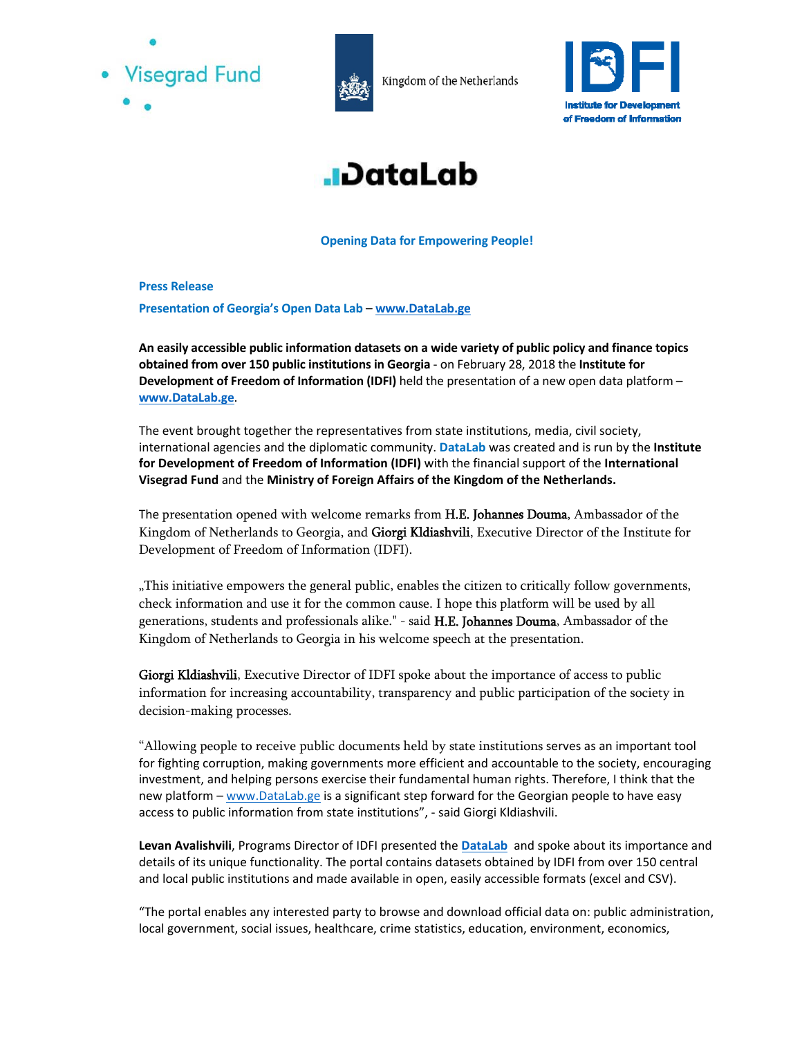Visegrad Fund

Kingdom of the Netherlands

IDFI
Institute for Development of Freedom of Information

# DataLab

**Opening Data for Empowering People!**

**Press Release**

**Presentation of Georgia's Open Data Lab** – **www.DataLab.ge**

**An easily accessible public information datasets on a wide variety of public policy and finance topics obtained from over 150 public institutions in Georgia** - on February 28, 2018 the **Institute for Development of Freedom of Information (IDFI)** held the presentation of a new open data platform – **www.DataLab.ge**.

The event brought together the representatives from state institutions, media, civil society, international agencies and the diplomatic community. **DataLab** was created and is run by the **Institute for Development of Freedom of Information (IDFI)** with the financial support of the **International Visegrad Fund** and the **Ministry of Foreign Affairs of the Kingdom of the Netherlands.**

The presentation opened with welcome remarks from H.E. Johannes Douma, Ambassador of the Kingdom of Netherlands to Georgia, and Giorgi Kldiashvili, Executive Director of the Institute for Development of Freedom of Information (IDFI).

„This initiative empowers the general public, enables the citizen to critically follow governments, check information and use it for the common cause. I hope this platform will be used by all generations, students and professionals alike." - said H.E. Johannes Douma, Ambassador of the Kingdom of Netherlands to Georgia in his welcome speech at the presentation.

Giorgi Kldiashvili, Executive Director of IDFI spoke about the importance of access to public information for increasing accountability, transparency and public participation of the society in decision-making processes.

"Allowing people to receive public documents held by state institutions serves as an important tool for fighting corruption, making governments more efficient and accountable to the society, encouraging investment, and helping persons exercise their fundamental human rights. Therefore, I think that the new platform – www.DataLab.ge is a significant step forward for the Georgian people to have easy access to public information from state institutions", - said Giorgi Kldiashvili.

**Levan Avalishvili**, Programs Director of IDFI presented the **DataLab** and spoke about its importance and details of its unique functionality. The portal contains datasets obtained by IDFI from over 150 central and local public institutions and made available in open, easily accessible formats (excel and CSV).

"The portal enables any interested party to browse and download official data on: public administration, local government, social issues, healthcare, crime statistics, education, environment, economics,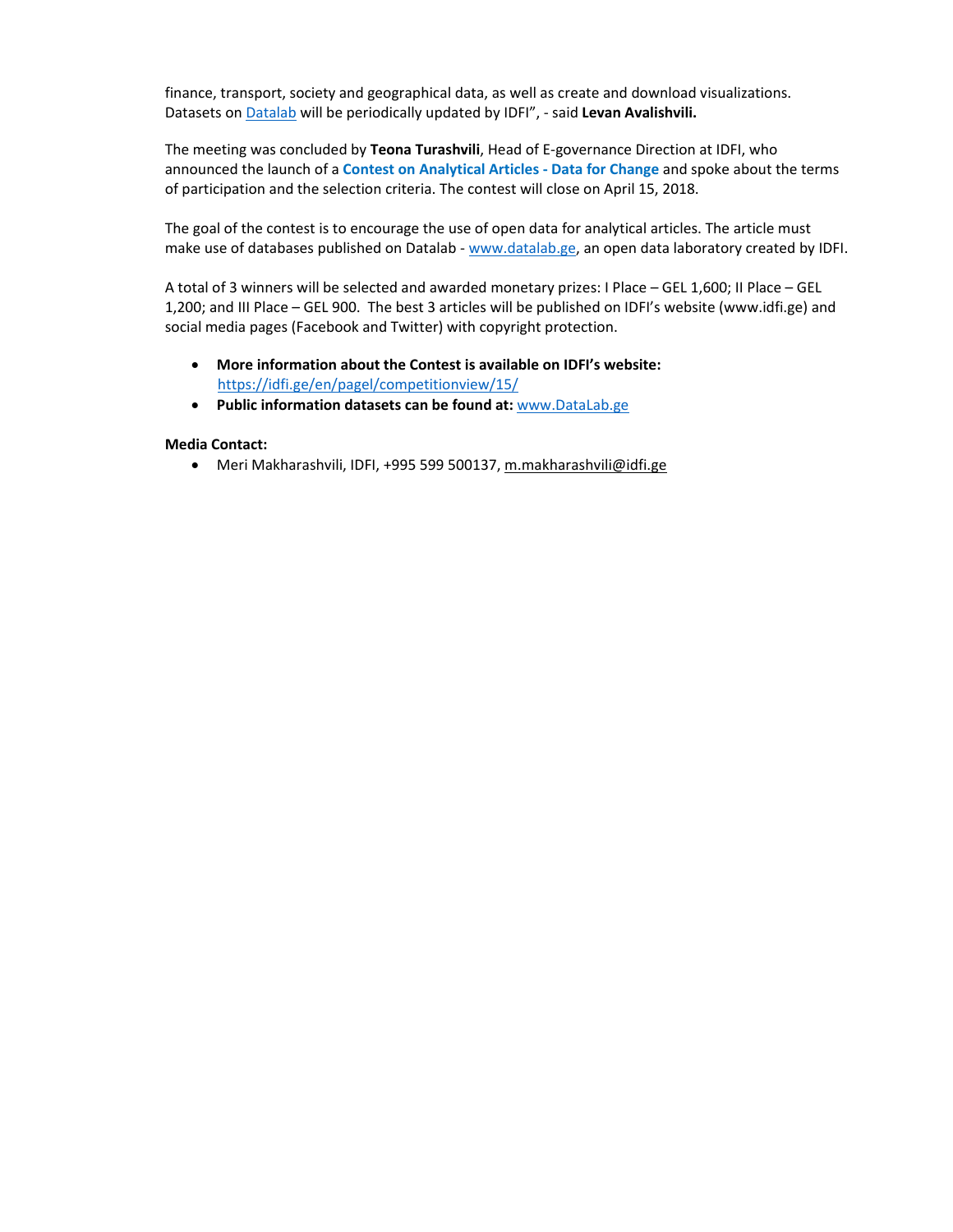finance, transport, society and geographical data, as well as create and download visualizations. Datasets on Datalab will be periodically updated by IDFI", - said **Levan Avalishvili.**

The meeting was concluded by **Teona Turashvili**, Head of E-governance Direction at IDFI, who announced the launch of a **Contest on Analytical Articles - Data for Change** and spoke about the terms of participation and the selection criteria. The contest will close on April 15, 2018.

The goal of the contest is to encourage the use of open data for analytical articles. The article must make use of databases published on Datalab - www.datalab.ge, an open data laboratory created by IDFI.

A total of 3 winners will be selected and awarded monetary prizes: I Place – GEL 1,600; II Place – GEL 1,200; and III Place – GEL 900. The best 3 articles will be published on IDFI's website (www.idfi.ge) and social media pages (Facebook and Twitter) with copyright protection.

- **More information about the Contest is available on IDFI's website:** https://idfi.ge/en/pagel/competitionview/15/
- **Public information datasets can be found at:** www.DataLab.ge

**Media Contact:**

- Meri Makharashvili, IDFI, +995 599 500137, m.makharashvili@idfi.ge